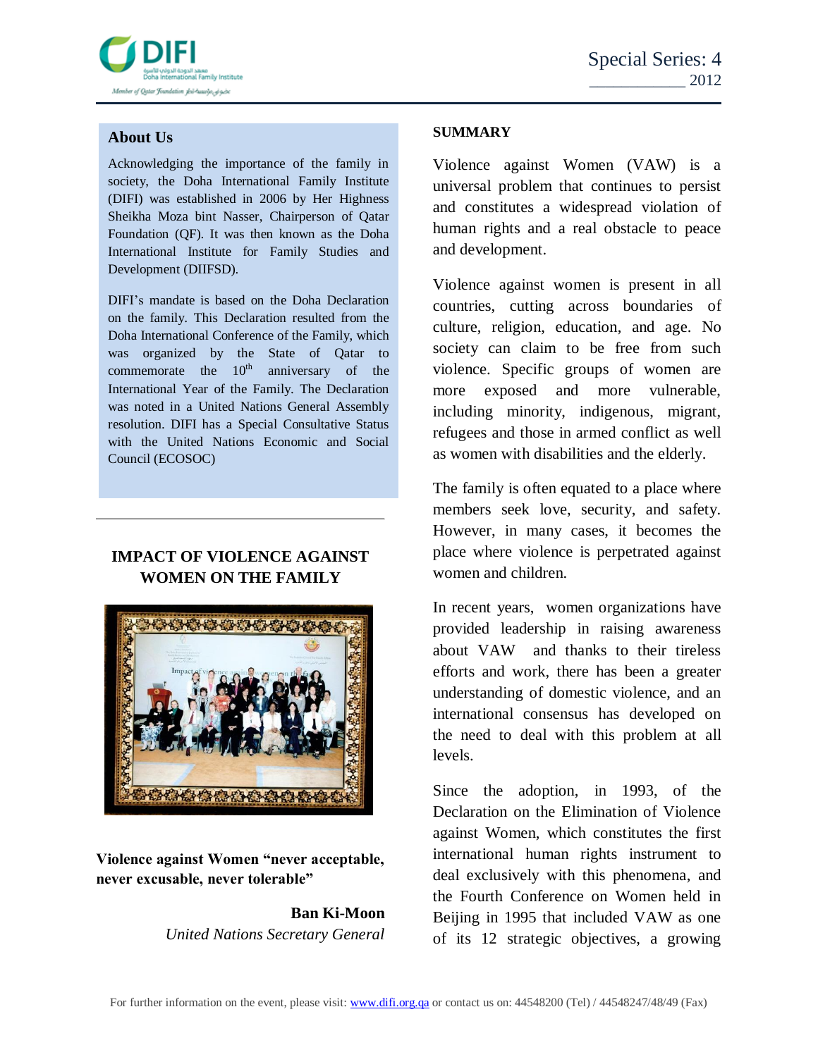Special Series: 4
2012

## About Us

Acknowledging the importance of the family in society, the Doha International Family Institute (DIFI) was established in 2006 by Her Highness Sheikha Moza bint Nasser, Chairperson of Qatar Foundation (QF). It was then known as the Doha International Institute for Family Studies and Development (DIIFSD).

DIFI's mandate is based on the Doha Declaration on the family. This Declaration resulted from the Doha International Conference of the Family, which was organized by the State of Qatar to commemorate the 10th anniversary of the International Year of the Family. The Declaration was noted in a United Nations General Assembly resolution. DIFI has a Special Consultative Status with the United Nations Economic and Social Council (ECOSOC)

# IMPACT OF VIOLENCE AGAINST WOMEN ON THE FAMILY

**Violence against Women "never acceptable, never excusable, never tolerable"**

**Ban Ki-Moon**
*United Nations Secretary General*

## SUMMARY

Violence against Women (VAW) is a universal problem that continues to persist and constitutes a widespread violation of human rights and a real obstacle to peace and development.

Violence against women is present in all countries, cutting across boundaries of culture, religion, education, and age. No society can claim to be free from such violence. Specific groups of women are more exposed and more vulnerable, including minority, indigenous, migrant, refugees and those in armed conflict as well as women with disabilities and the elderly.

The family is often equated to a place where members seek love, security, and safety. However, in many cases, it becomes the place where violence is perpetrated against women and children.

In recent years, women organizations have provided leadership in raising awareness about VAW and thanks to their tireless efforts and work, there has been a greater understanding of domestic violence, and an international consensus has developed on the need to deal with this problem at all levels.

Since the adoption, in 1993, of the Declaration on the Elimination of Violence against Women, which constitutes the first international human rights instrument to deal exclusively with this phenomena, and the Fourth Conference on Women held in Beijing in 1995 that included VAW as one of its 12 strategic objectives, a growing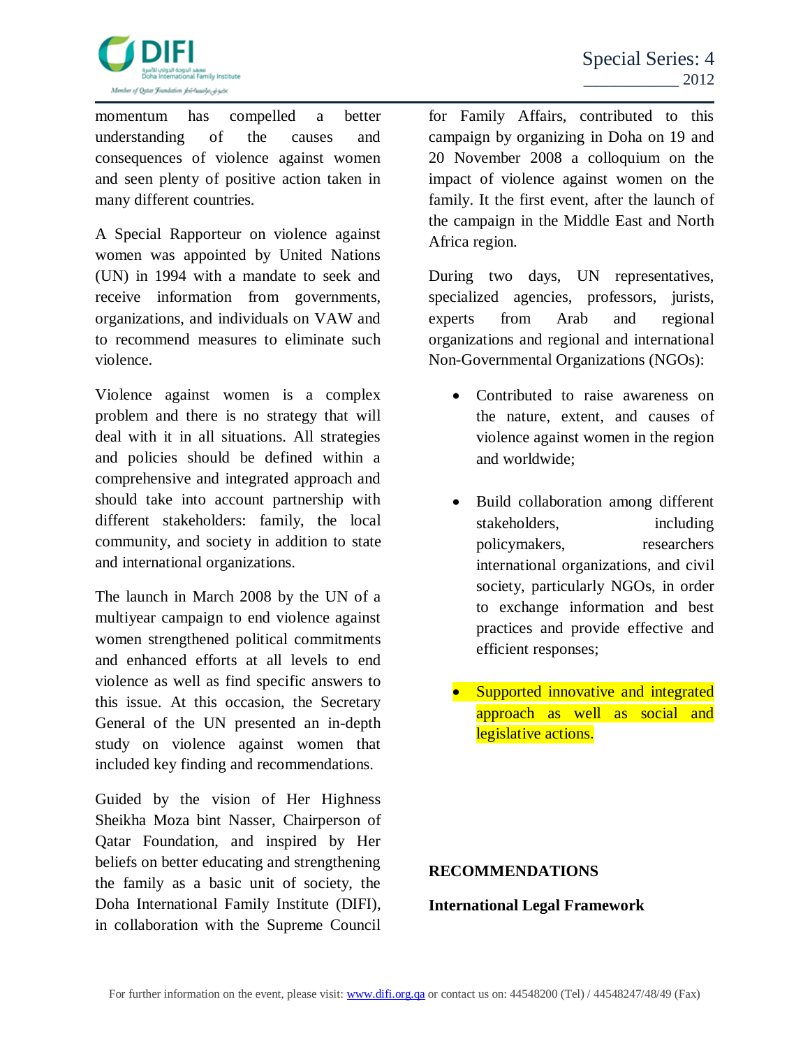momentum has compelled a better understanding of the causes and consequences of violence against women and seen plenty of positive action taken in many different countries.

A Special Rapporteur on violence against women was appointed by United Nations (UN) in 1994 with a mandate to seek and receive information from governments, organizations, and individuals on VAW and to recommend measures to eliminate such violence.

Violence against women is a complex problem and there is no strategy that will deal with it in all situations. All strategies and policies should be defined within a comprehensive and integrated approach and should take into account partnership with different stakeholders: family, the local community, and society in addition to state and international organizations.

The launch in March 2008 by the UN of a multiyear campaign to end violence against women strengthened political commitments and enhanced efforts at all levels to end violence as well as find specific answers to this issue. At this occasion, the Secretary General of the UN presented an in-depth study on violence against women that included key finding and recommendations.

Guided by the vision of Her Highness Sheikha Moza bint Nasser, Chairperson of Qatar Foundation, and inspired by Her beliefs on better educating and strengthening the family as a basic unit of society, the Doha International Family Institute (DIFI), in collaboration with the Supreme Council for Family Affairs, contributed to this campaign by organizing in Doha on 19 and 20 November 2008 a colloquium on the impact of violence against women on the family. It the first event, after the launch of the campaign in the Middle East and North Africa region.

During two days, UN representatives, specialized agencies, professors, jurists, experts from Arab and regional organizations and regional and international Non-Governmental Organizations (NGOs):

- Contributed to raise awareness on the nature, extent, and causes of violence against women in the region and worldwide;
- Build collaboration among different stakeholders, including policymakers, researchers international organizations, and civil society, particularly NGOs, in order to exchange information and best practices and provide effective and efficient responses;
- Supported innovative and integrated approach as well as social and legislative actions.

## RECOMMENDATIONS

### International Legal Framework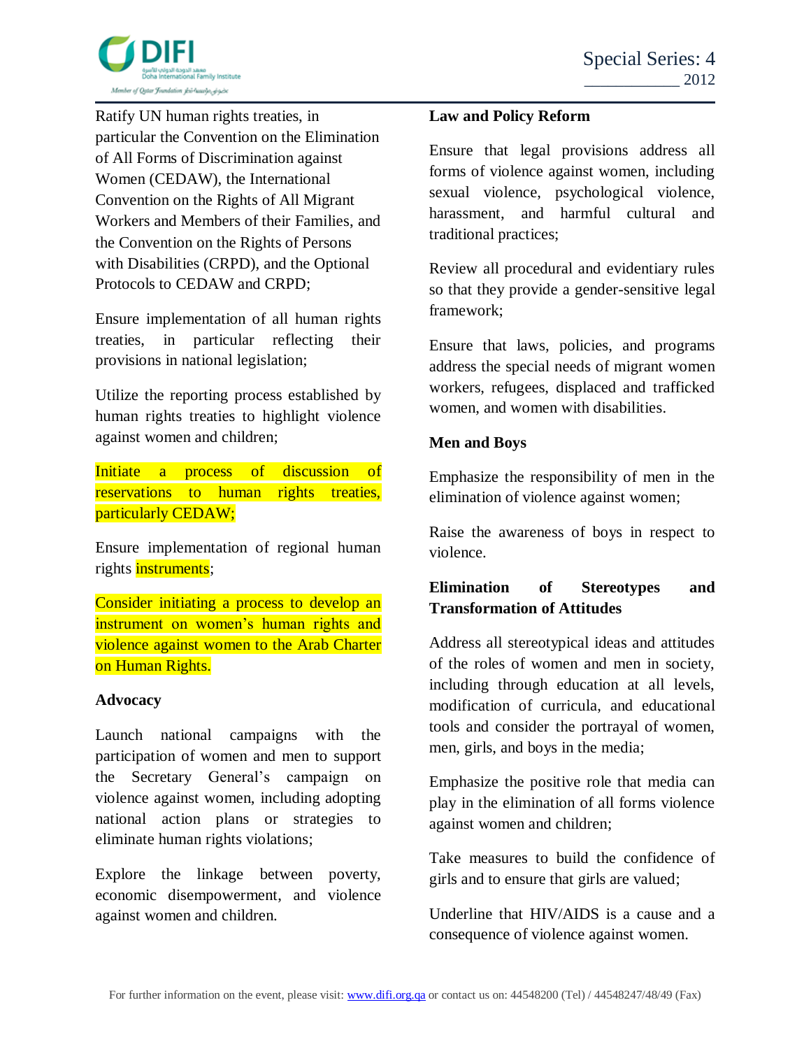Ratify UN human rights treaties, in particular the Convention on the Elimination of All Forms of Discrimination against Women (CEDAW), the International Convention on the Rights of All Migrant Workers and Members of their Families, and the Convention on the Rights of Persons with Disabilities (CRPD), and the Optional Protocols to CEDAW and CRPD;

Ensure implementation of all human rights treaties, in particular reflecting their provisions in national legislation;

Utilize the reporting process established by human rights treaties to highlight violence against women and children;

Initiate a process of discussion of reservations to human rights treaties, particularly CEDAW;

Ensure implementation of regional human rights instruments;

Consider initiating a process to develop an instrument on women's human rights and violence against women to the Arab Charter on Human Rights.

**Advocacy**

Launch national campaigns with the participation of women and men to support the Secretary General's campaign on violence against women, including adopting national action plans or strategies to eliminate human rights violations;

Explore the linkage between poverty, economic disempowerment, and violence against women and children.

**Law and Policy Reform**

Ensure that legal provisions address all forms of violence against women, including sexual violence, psychological violence, harassment, and harmful cultural and traditional practices;

Review all procedural and evidentiary rules so that they provide a gender-sensitive legal framework;

Ensure that laws, policies, and programs address the special needs of migrant women workers, refugees, displaced and trafficked women, and women with disabilities.

**Men and Boys**

Emphasize the responsibility of men in the elimination of violence against women;

Raise the awareness of boys in respect to violence.

**Elimination of Stereotypes and Transformation of Attitudes**

Address all stereotypical ideas and attitudes of the roles of women and men in society, including through education at all levels, modification of curricula, and educational tools and consider the portrayal of women, men, girls, and boys in the media;

Emphasize the positive role that media can play in the elimination of all forms violence against women and children;

Take measures to build the confidence of girls and to ensure that girls are valued;

Underline that HIV/AIDS is a cause and a consequence of violence against women.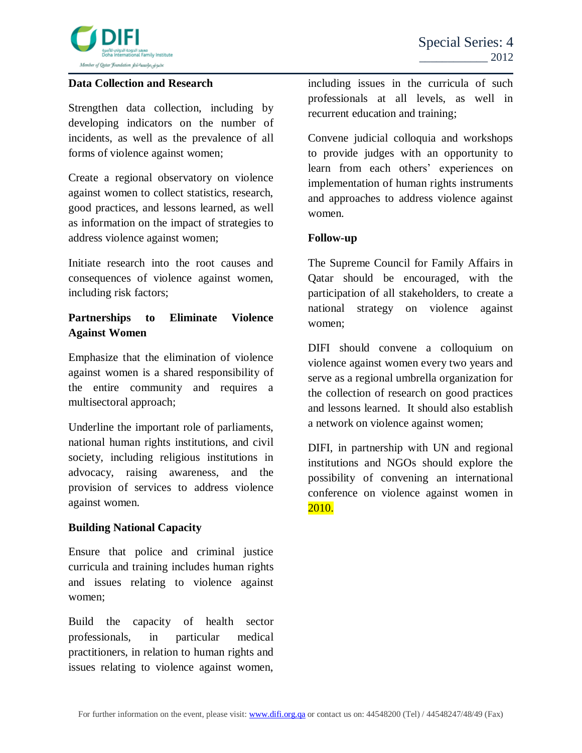### Data Collection and Research

Strengthen data collection, including by developing indicators on the number of incidents, as well as the prevalence of all forms of violence against women;

Create a regional observatory on violence against women to collect statistics, research, good practices, and lessons learned, as well as information on the impact of strategies to address violence against women;

Initiate research into the root causes and consequences of violence against women, including risk factors;

### Partnerships to Eliminate Violence Against Women

Emphasize that the elimination of violence against women is a shared responsibility of the entire community and requires a multisectoral approach;

Underline the important role of parliaments, national human rights institutions, and civil society, including religious institutions in advocacy, raising awareness, and the provision of services to address violence against women.

### Building National Capacity

Ensure that police and criminal justice curricula and training includes human rights and issues relating to violence against women;

Build the capacity of health sector professionals, in particular medical practitioners, in relation to human rights and issues relating to violence against women, including issues in the curricula of such professionals at all levels, as well in recurrent education and training;

Convene judicial colloquia and workshops to provide judges with an opportunity to learn from each others' experiences on implementation of human rights instruments and approaches to address violence against women.

### Follow-up

The Supreme Council for Family Affairs in Qatar should be encouraged, with the participation of all stakeholders, to create a national strategy on violence against women;

DIFI should convene a colloquium on violence against women every two years and serve as a regional umbrella organization for the collection of research on good practices and lessons learned. It should also establish a network on violence against women;

DIFI, in partnership with UN and regional institutions and NGOs should explore the possibility of convening an international conference on violence against women in 2010.

For further information on the event, please visit: www.difi.org.qa or contact us on: 44548200 (Tel) / 44548247/48/49 (Fax)